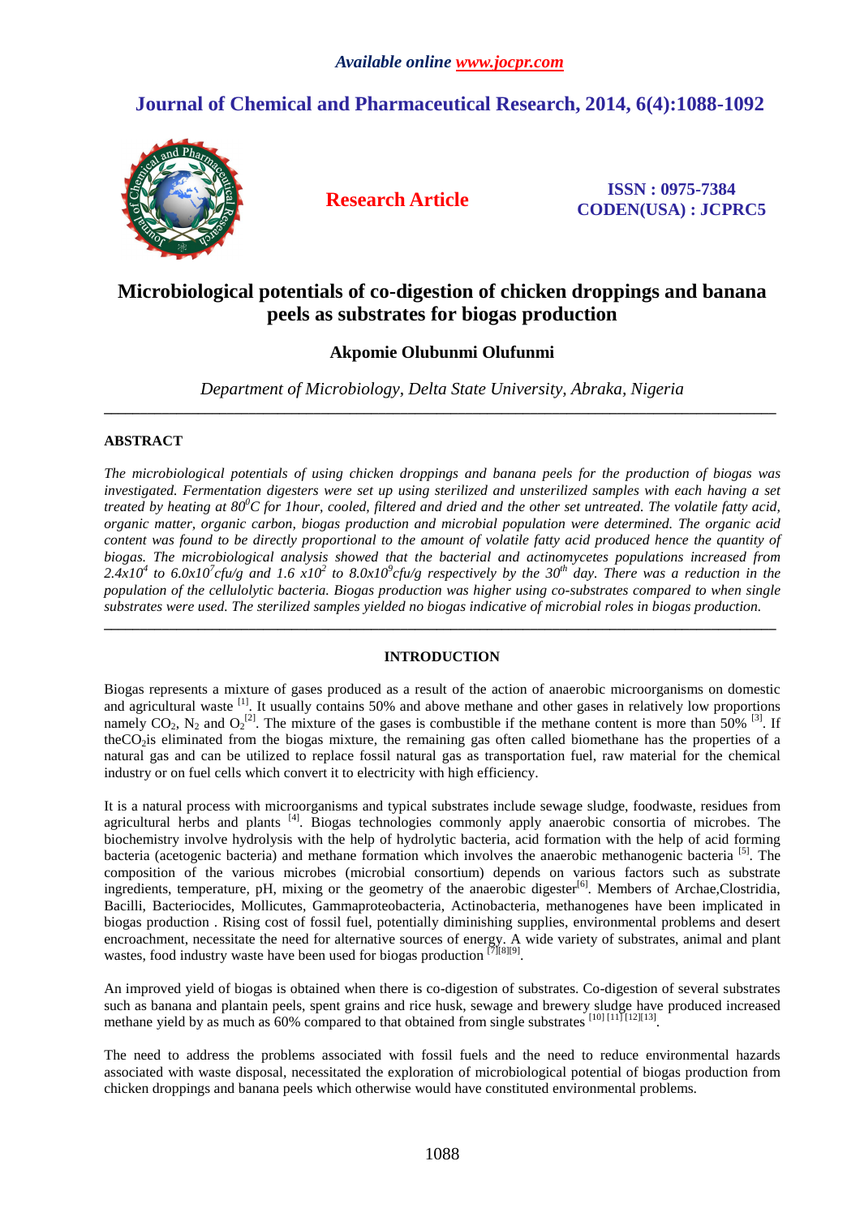*Available online www.jocpr.com*

# Journal of Chemical and Pharmaceutical Research, 2014, 6(4):1088-1092

**Research Article**

**ISSN : 0975-7384**
**CODEN(USA) : JCPRC5**

# Microbiological potentials of co-digestion of chicken droppings and banana peels as substrates for biogas production

**Akpomie Olubunmi Olufunmi**

*Department of Microbiology, Delta State University, Abraka, Nigeria*

---

## ABSTRACT

*The microbiological potentials of using chicken droppings and banana peels for the production of biogas was investigated. Fermentation digesters were set up using sterilized and unsterilized samples with each having a set treated by heating at $80^0C$ for 1hour, cooled, filtered and dried and the other set untreated. The volatile fatty acid, organic matter, organic carbon, biogas production and microbial population were determined. The organic acid content was found to be directly proportional to the amount of volatile fatty acid produced hence the quantity of biogas. The microbiological analysis showed that the bacterial and actinomycetes populations increased from $2.4x10^4$ to $6.0x10^7$cfu/g and $1.6\ x10^2$ to $8.0x10^9$cfu/g respectively by the $30^{th}$ day. There was a reduction in the population of the cellulolytic bacteria. Biogas production was higher using co-substrates compared to when single substrates were used. The sterilized samples yielded no biogas indicative of microbial roles in biogas production.*

---

## INTRODUCTION

Biogas represents a mixture of gases produced as a result of the action of anaerobic microorganisms on domestic and agricultural waste [1]. It usually contains 50% and above methane and other gases in relatively low proportions namely $CO_2$, $N_2$ and $O_2$[2]. The mixture of the gases is combustible if the methane content is more than 50% [3]. If the$CO_2$is eliminated from the biogas mixture, the remaining gas often called biomethane has the properties of a natural gas and can be utilized to replace fossil natural gas as transportation fuel, raw material for the chemical industry or on fuel cells which convert it to electricity with high efficiency.

It is a natural process with microorganisms and typical substrates include sewage sludge, foodwaste, residues from agricultural herbs and plants [4]. Biogas technologies commonly apply anaerobic consortia of microbes. The biochemistry involve hydrolysis with the help of hydrolytic bacteria, acid formation with the help of acid forming bacteria (acetogenic bacteria) and methane formation which involves the anaerobic methanogenic bacteria [5]. The composition of the various microbes (microbial consortium) depends on various factors such as substrate ingredients, temperature, pH, mixing or the geometry of the anaerobic digester[6]. Members of Archae,Clostridia, Bacilli, Bacteriocides, Mollicutes, Gammaproteobacteria, Actinobacteria, methanogenes have been implicated in biogas production . Rising cost of fossil fuel, potentially diminishing supplies, environmental problems and desert encroachment, necessitate the need for alternative sources of energy. A wide variety of substrates, animal and plant wastes, food industry waste have been used for biogas production [7][8][9].

An improved yield of biogas is obtained when there is co-digestion of substrates. Co-digestion of several substrates such as banana and plantain peels, spent grains and rice husk, sewage and brewery sludge have produced increased methane yield by as much as 60% compared to that obtained from single substrates [10] [11] [12][13].

The need to address the problems associated with fossil fuels and the need to reduce environmental hazards associated with waste disposal, necessitated the exploration of microbiological potential of biogas production from chicken droppings and banana peels which otherwise would have constituted environmental problems.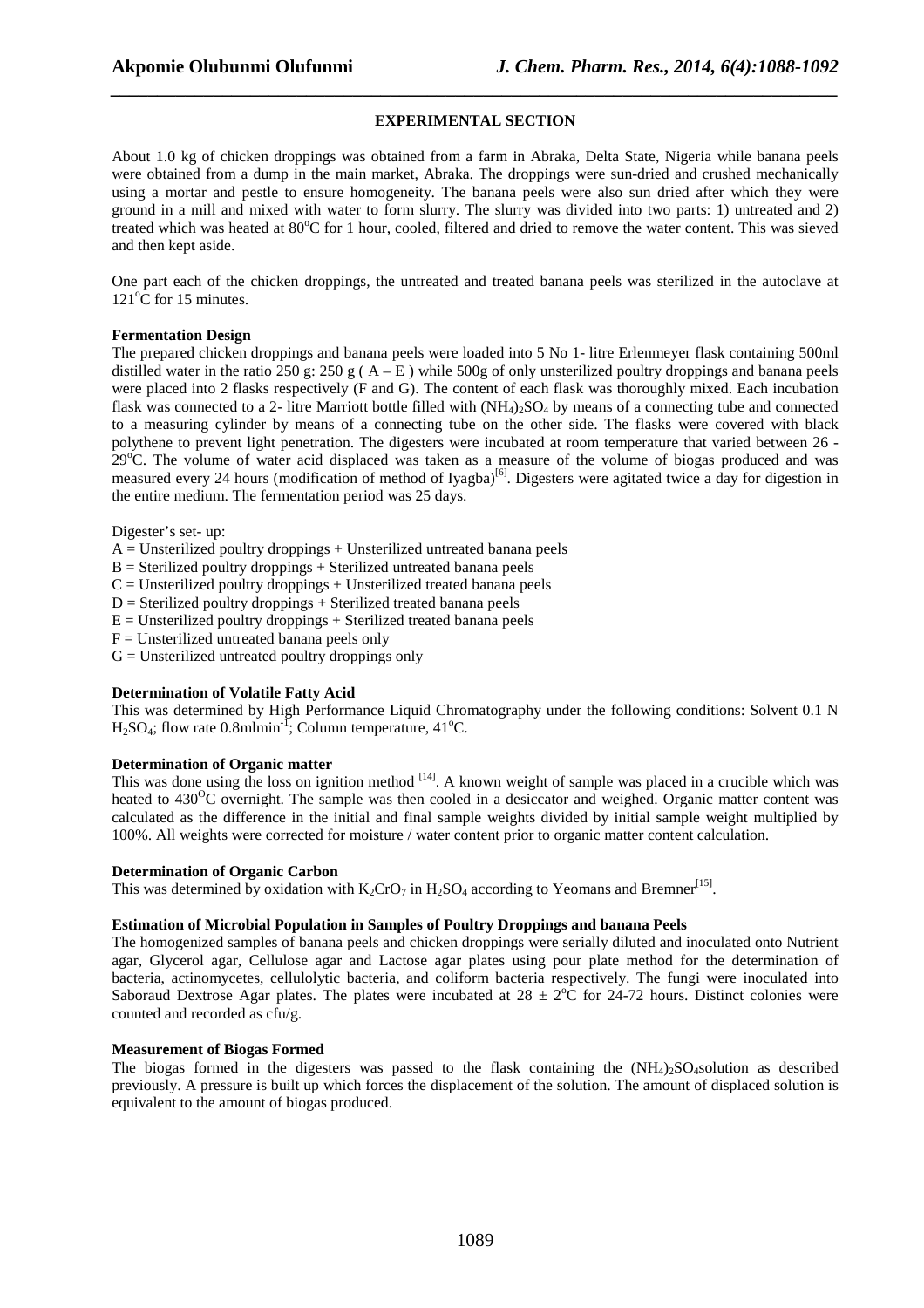## EXPERIMENTAL SECTION

About 1.0 kg of chicken droppings was obtained from a farm in Abraka, Delta State, Nigeria while banana peels were obtained from a dump in the main market, Abraka. The droppings were sun-dried and crushed mechanically using a mortar and pestle to ensure homogeneity. The banana peels were also sun dried after which they were ground in a mill and mixed with water to form slurry. The slurry was divided into two parts: 1) untreated and 2) treated which was heated at 80°C for 1 hour, cooled, filtered and dried to remove the water content. This was sieved and then kept aside.

One part each of the chicken droppings, the untreated and treated banana peels was sterilized in the autoclave at 121°C for 15 minutes.

### Fermentation Design

The prepared chicken droppings and banana peels were loaded into 5 No 1- litre Erlenmeyer flask containing 500ml distilled water in the ratio 250 g: 250 g ( A – E ) while 500g of only unsterilized poultry droppings and banana peels were placed into 2 flasks respectively (F and G). The content of each flask was thoroughly mixed. Each incubation flask was connected to a 2- litre Marriott bottle filled with $(NH_4)_2SO_4$ by means of a connecting tube and connected to a measuring cylinder by means of a connecting tube on the other side. The flasks were covered with black polythene to prevent light penetration. The digesters were incubated at room temperature that varied between 26 - 29°C. The volume of water acid displaced was taken as a measure of the volume of biogas produced and was measured every 24 hours (modification of method of Iyagba)[6]. Digesters were agitated twice a day for digestion in the entire medium. The fermentation period was 25 days.

Digester's set- up:

- A = Unsterilized poultry droppings + Unsterilized untreated banana peels
- B = Sterilized poultry droppings + Sterilized untreated banana peels
- C = Unsterilized poultry droppings + Unsterilized treated banana peels
- D = Sterilized poultry droppings + Sterilized treated banana peels
- E = Unsterilized poultry droppings + Sterilized treated banana peels
- F = Unsterilized untreated banana peels only
- G = Unsterilized untreated poultry droppings only

### Determination of Volatile Fatty Acid

This was determined by High Performance Liquid Chromatography under the following conditions: Solvent 0.1 N $H_2SO_4$; flow rate 0.8mlmin$^{-1}$; Column temperature, 41°C.

### Determination of Organic matter

This was done using the loss on ignition method [14]. A known weight of sample was placed in a crucible which was heated to 430°C overnight. The sample was then cooled in a desiccator and weighed. Organic matter content was calculated as the difference in the initial and final sample weights divided by initial sample weight multiplied by 100%. All weights were corrected for moisture / water content prior to organic matter content calculation.

### Determination of Organic Carbon

This was determined by oxidation with $K_2CrO_7$ in $H_2SO_4$ according to Yeomans and Bremner[15].

### Estimation of Microbial Population in Samples of Poultry Droppings and banana Peels

The homogenized samples of banana peels and chicken droppings were serially diluted and inoculated onto Nutrient agar, Glycerol agar, Cellulose agar and Lactose agar plates using pour plate method for the determination of bacteria, actinomycetes, cellulolytic bacteria, and coliform bacteria respectively. The fungi were inoculated into Saboraud Dextrose Agar plates. The plates were incubated at $28 \pm 2$°C for 24-72 hours. Distinct colonies were counted and recorded as cfu/g.

### Measurement of Biogas Formed

The biogas formed in the digesters was passed to the flask containing the $(NH_4)_2SO_4$solution as described previously. A pressure is built up which forces the displacement of the solution. The amount of displaced solution is equivalent to the amount of biogas produced.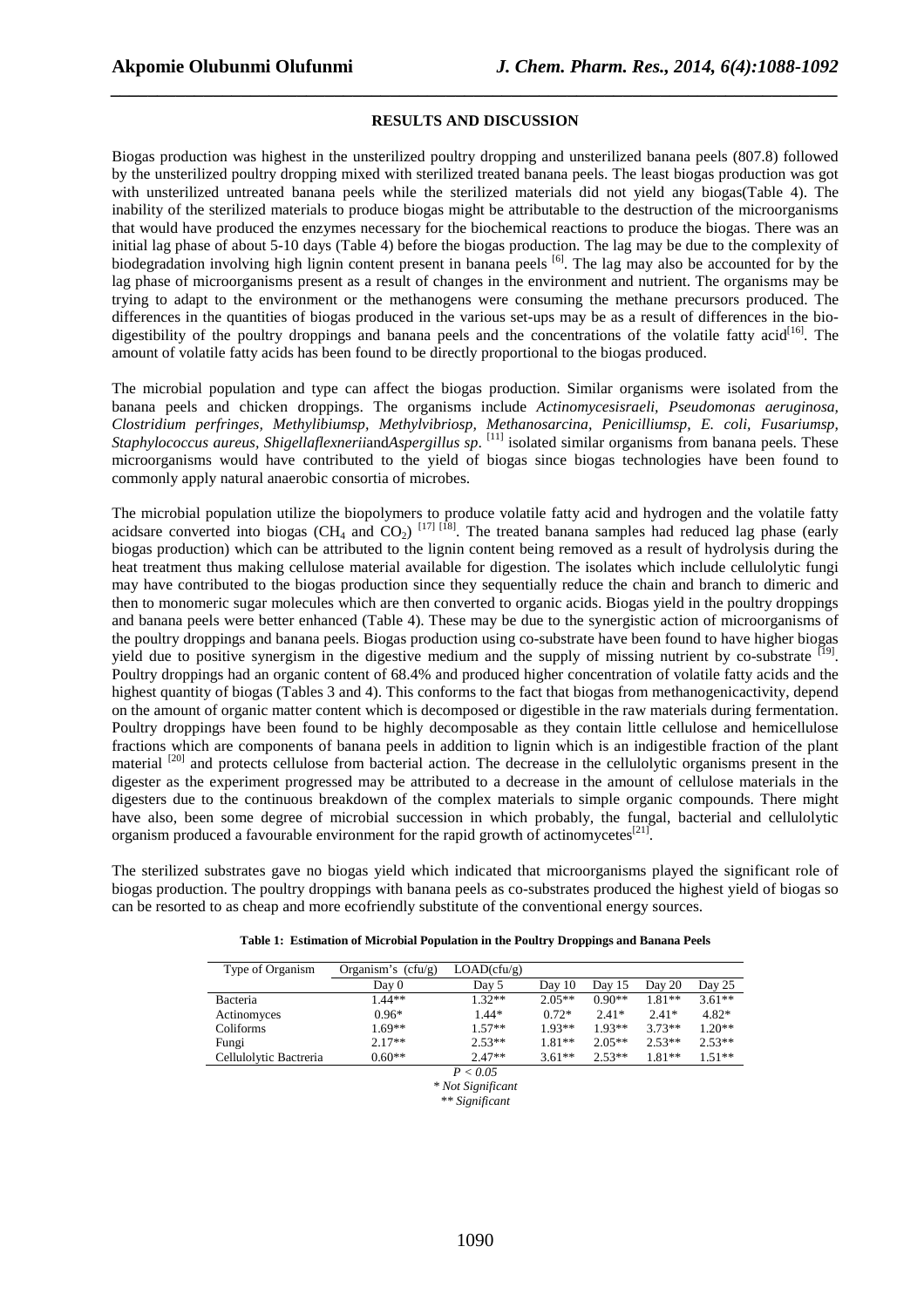## RESULTS AND DISCUSSION

Biogas production was highest in the unsterilized poultry dropping and unsterilized banana peels (807.8) followed by the unsterilized poultry dropping mixed with sterilized treated banana peels. The least biogas production was got with unsterilized untreated banana peels while the sterilized materials did not yield any biogas(Table 4). The inability of the sterilized materials to produce biogas might be attributable to the destruction of the microorganisms that would have produced the enzymes necessary for the biochemical reactions to produce the biogas. There was an initial lag phase of about 5-10 days (Table 4) before the biogas production. The lag may be due to the complexity of biodegradation involving high lignin content present in banana peels [6]. The lag may also be accounted for by the lag phase of microorganisms present as a result of changes in the environment and nutrient. The organisms may be trying to adapt to the environment or the methanogens were consuming the methane precursors produced. The differences in the quantities of biogas produced in the various set-ups may be as a result of differences in the bio-digestibility of the poultry droppings and banana peels and the concentrations of the volatile fatty acid[16]. The amount of volatile fatty acids has been found to be directly proportional to the biogas produced.

The microbial population and type can affect the biogas production. Similar organisms were isolated from the banana peels and chicken droppings. The organisms include *Actinomycesisraeli, Pseudomonas aeruginosa, Clostridium perfringes, Methylibiumsp, Methylvibriosp, Methanosarcina, Penicilliumsp, E. coli, Fusariumsp, Staphylococcus aureus, Shigellaflexnerii*and*Aspergillus sp*. [11] isolated similar organisms from banana peels. These microorganisms would have contributed to the yield of biogas since biogas technologies have been found to commonly apply natural anaerobic consortia of microbes.

The microbial population utilize the biopolymers to produce volatile fatty acid and hydrogen and the volatile fatty acidsare converted into biogas ($CH_4$ and $CO_2$) [17] [18]. The treated banana samples had reduced lag phase (early biogas production) which can be attributed to the lignin content being removed as a result of hydrolysis during the heat treatment thus making cellulose material available for digestion. The isolates which include cellulolytic fungi may have contributed to the biogas production since they sequentially reduce the chain and branch to dimeric and then to monomeric sugar molecules which are then converted to organic acids. Biogas yield in the poultry droppings and banana peels were better enhanced (Table 4). These may be due to the synergistic action of microorganisms of the poultry droppings and banana peels. Biogas production using co-substrate have been found to have higher biogas yield due to positive synergism in the digestive medium and the supply of missing nutrient by co-substrate [19]. Poultry droppings had an organic content of 68.4% and produced higher concentration of volatile fatty acids and the highest quantity of biogas (Tables 3 and 4). This conforms to the fact that biogas from methanogenicactivity, depend on the amount of organic matter content which is decomposed or digestible in the raw materials during fermentation. Poultry droppings have been found to be highly decomposable as they contain little cellulose and hemicellulose fractions which are components of banana peels in addition to lignin which is an indigestible fraction of the plant material [20] and protects cellulose from bacterial action. The decrease in the cellulolytic organisms present in the digester as the experiment progressed may be attributed to a decrease in the amount of cellulose materials in the digesters due to the continuous breakdown of the complex materials to simple organic compounds. There might have also, been some degree of microbial succession in which probably, the fungal, bacterial and cellulolytic organism produced a favourable environment for the rapid growth of actinomycetes[21].

The sterilized substrates gave no biogas yield which indicated that microorganisms played the significant role of biogas production. The poultry droppings with banana peels as co-substrates produced the highest yield of biogas so can be resorted to as cheap and more ecofriendly substitute of the conventional energy sources.

**Table 1: Estimation of Microbial Population in the Poultry Droppings and Banana Peels**

| Type of Organism | Organism's (cfu/g) | LOAD(cfu/g) | | | | |
|---|---|---|---|---|---|---|
| | Day 0 | Day 5 | Day 10 | Day 15 | Day 20 | Day 25 |
| Bacteria | 1.44** | 1.32** | 2.05** | 0.90** | 1.81** | 3.61** |
| Actinomyces | 0.96* | 1.44* | 0.72* | 2.41* | 2.41* | 4.82* |
| Coliforms | 1.69** | 1.57** | 1.93** | 1.93** | 3.73** | 1.20** |
| Fungi | 2.17** | 2.53** | 1.81** | 2.05** | 2.53** | 2.53** |
| Cellulolytic Bactreria | 0.60** | 2.47** | 3.61** | 2.53** | 1.81** | 1.51** |

*$P < 0.05$*
*\* Not Significant*
*\*\* Significant*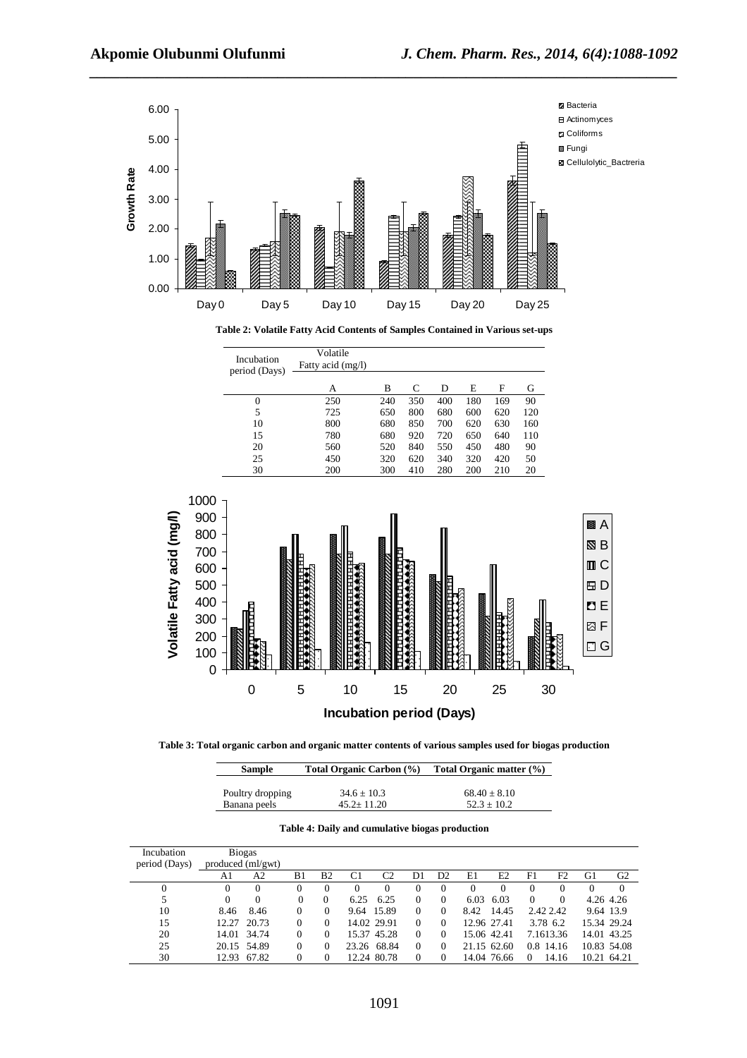**Table 2: Volatile Fatty Acid Contents of Samples Contained in Various set-ups**

| Incubation period (Days) | Volatile Fatty acid (mg/l) | | | | | | |
|---|---|---|---|---|---|---|---|
| | A | B | C | D | E | F | G |
| 0 | 250 | 240 | 350 | 400 | 180 | 169 | 90 |
| 5 | 725 | 650 | 800 | 680 | 600 | 620 | 120 |
| 10 | 800 | 680 | 850 | 700 | 620 | 630 | 160 |
| 15 | 780 | 680 | 920 | 720 | 650 | 640 | 110 |
| 20 | 560 | 520 | 840 | 550 | 450 | 480 | 90 |
| 25 | 450 | 320 | 620 | 340 | 320 | 420 | 50 |
| 30 | 200 | 300 | 410 | 280 | 200 | 210 | 20 |

**Table 3: Total organic carbon and organic matter contents of various samples used for biogas production**

| Sample | Total Organic Carbon (%) | Total Organic matter (%) |
|---|---|---|
| Poultry dropping | 34.6 ± 10.3 | 68.40 ± 8.10 |
| Banana peels | 45.2± 11.20 | 52.3 ± 10.2 |

**Table 4: Daily and cumulative biogas production**

| Incubation period (Days) | Biogas produced (ml/gwt) | | | | | | | | | | | | | |
|---|---|---|---|---|---|---|---|---|---|---|---|---|---|---|
| | A1 | A2 | B1 | B2 | C1 | C2 | D1 | D2 | E1 | E2 | F1 | F2 | G1 | G2 |
| 0 | 0 | 0 | 0 | 0 | 0 | 0 | 0 | 0 | 0 | 0 | 0 | 0 | 0 | 0 |
| 5 | 0 | 0 | 0 | 0 | 6.25 | 6.25 | 0 | 0 | 6.03 | 6.03 | 0 | 0 | 4.26 | 4.26 |
| 10 | 8.46 | 8.46 | 0 | 0 | 9.64 | 15.89 | 0 | 0 | 8.42 | 14.45 | 2.42 | 2.42 | 9.64 | 13.9 |
| 15 | 12.27 | 20.73 | 0 | 0 | 14.02 | 29.91 | 0 | 0 | 12.96 | 27.41 | 3.78 | 6.2 | 15.34 | 29.24 |
| 20 | 14.01 | 34.74 | 0 | 0 | 15.37 | 45.28 | 0 | 0 | 15.06 | 42.41 | 7.16 | 13.36 | 14.01 | 43.25 |
| 25 | 20.15 | 54.89 | 0 | 0 | 23.26 | 68.84 | 0 | 0 | 21.15 | 62.60 | 0.8 | 14.16 | 10.83 | 54.08 |
| 30 | 12.93 | 67.82 | 0 | 0 | 12.24 | 80.78 | 0 | 0 | 14.04 | 76.66 | 0 | 14.16 | 10.21 | 64.21 |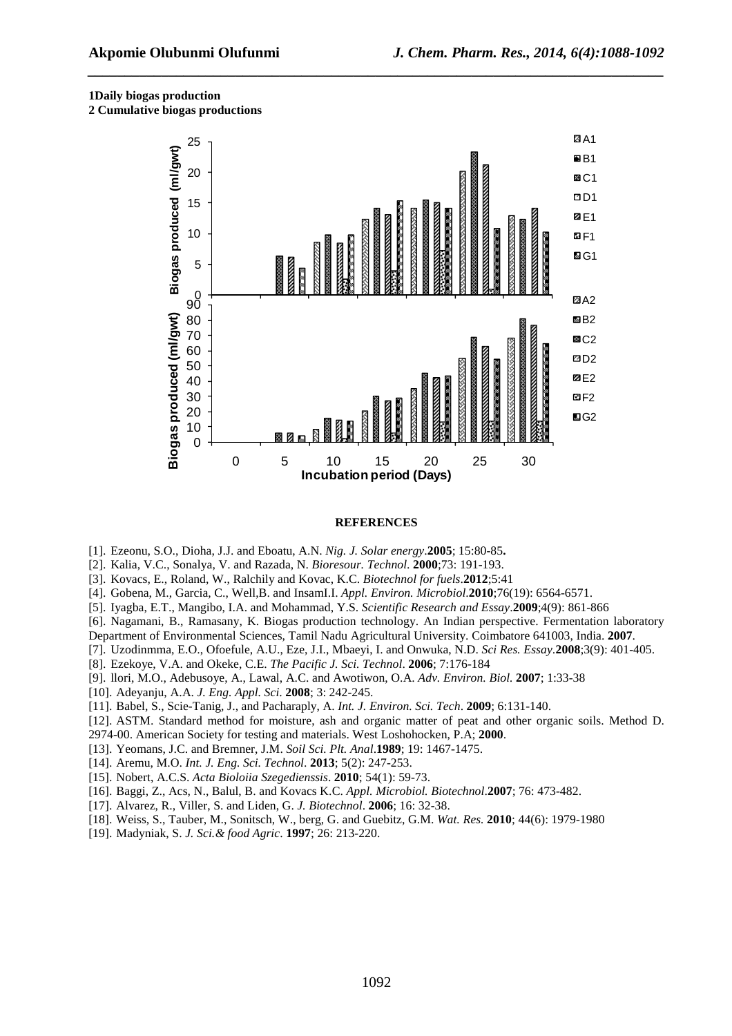**1Daily biogas production**
**2 Cumulative biogas productions**

Biogas produced (ml/gwt)
25
20
15
10
5
0
A1
B1
C1
D1
E1
F1
G1

Biogas produced (ml/gwt)
90
80
70
60
50
40
30
20
10
0
A2
B2
C2
D2
E2
F2
G2

0 5 10 15 20 25 30
Incubation period (Days)

## REFERENCES

[1]. Ezeonu, S.O., Dioha, J.J. and Eboatu, A.N. *Nig. J. Solar energy*.**2005**; 15:80-85**.**

[2]. Kalia, V.C., Sonalya, V. and Razada, N. *Bioresour. Technol.* **2000**;73: 191-193.

[3]. Kovacs, E., Roland, W., Ralchily and Kovac, K.C. *Biotechnol for fuels*.**2012**;5:41

[4]. Gobena, M., Garcia, C., Well,B. and InsamI.I. *Appl. Environ. Microbiol*.**2010**;76(19): 6564-6571.

[5]. Iyagba, E.T., Mangibo, I.A. and Mohammad, Y.S. *Scientific Research and Essay*.**2009**;4(9): 861-866

[6]. Nagamani, B., Ramasany, K. Biogas production technology. An Indian perspective. Fermentation laboratory Department of Environmental Sciences, Tamil Nadu Agricultural University. Coimbatore 641003, India. **2007**.

[7]. Uzodinmma, E.O., Ofoefule, A.U., Eze, J.I., Mbaeyi, I. and Onwuka, N.D. *Sci Res. Essay*.**2008**;3(9): 401-405.

[8]. Ezekoye, V.A. and Okeke, C.E. *The Pacific J. Sci. Technol*. **2006**; 7:176-184

[9]. llori, M.O., Adebusoye, A., Lawal, A.C. and Awotiwon, O.A. *Adv. Environ. Biol.* **2007**; 1:33-38

[10]. Adeyanju, A.A. *J. Eng. Appl. Sci*. **2008**; 3: 242-245.

[11]. Babel, S., Scie-Tanig, J., and Pacharaply, A. *Int. J. Environ. Sci. Tech*. **2009**; 6:131-140.

[12]. ASTM. Standard method for moisture, ash and organic matter of peat and other organic soils. Method D. 2974-00. American Society for testing and materials. West Loshohocken, P.A; **2000**.

[13]. Yeomans, J.C. and Bremner, J.M. *Soil Sci. Plt. Anal*.**1989**; 19: 1467-1475.

[14]. Aremu, M.O. *Int. J. Eng. Sci. Technol*. **2013**; 5(2): 247-253.

[15]. Nobert, A.C.S. *Acta Bioloiia Szegedienssis*. **2010**; 54(1): 59-73.

[16]. Baggi, Z., Acs, N., Balul, B. and Kovacs K.C. *Appl. Microbiol. Biotechnol*.**2007**; 76: 473-482.

[17]. Alvarez, R., Viller, S. and Liden, G. *J. Biotechnol*. **2006**; 16: 32-38.

[18]. Weiss, S., Tauber, M., Sonitsch, W., berg, G. and Guebitz, G.M. *Wat. Res.* **2010**; 44(6): 1979-1980

[19]. Madyniak, S. *J. Sci.& food Agric*. **1997**; 26: 213-220.